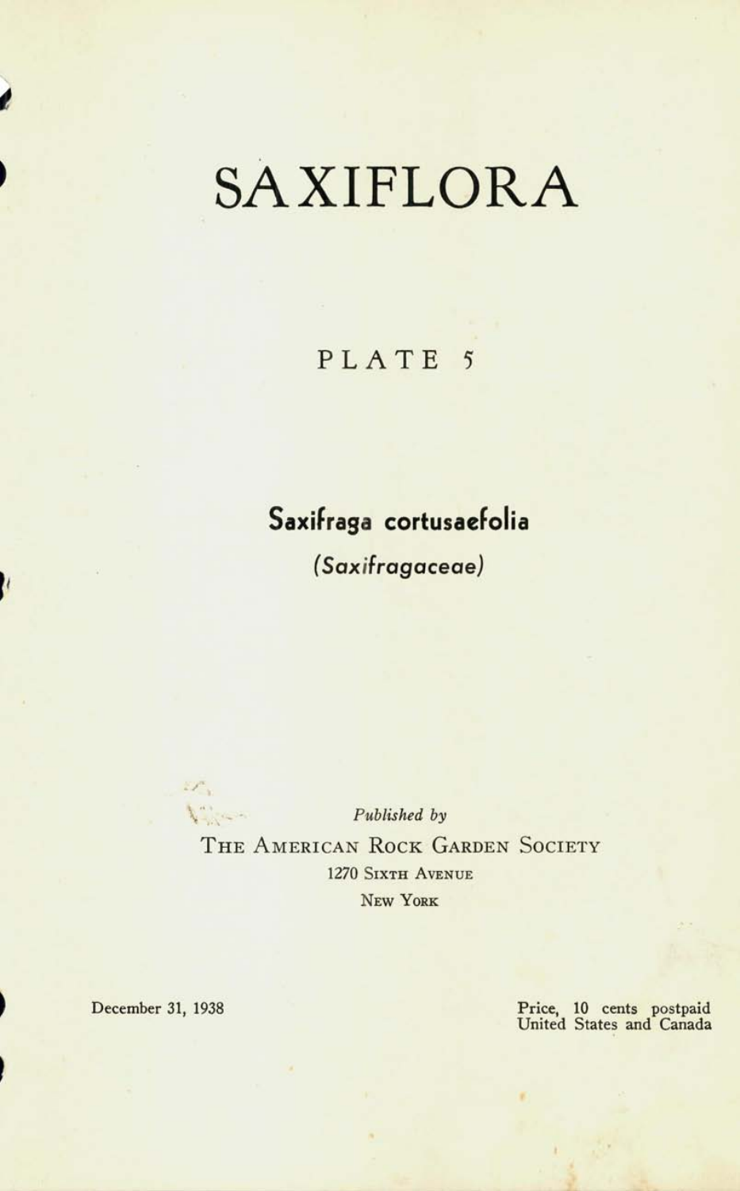# SAXIFLORA

## PLATE 5

**Saxifraga cortusaefolia**

*(Saxifragaceae)*

*Published by*

THE AMERICAN ROCK GARDEN SOCIETY

1270 SIXTH AVENUE

NEW YORK

December 31, 1938

Price, 10 cents postpaid
United States and Canada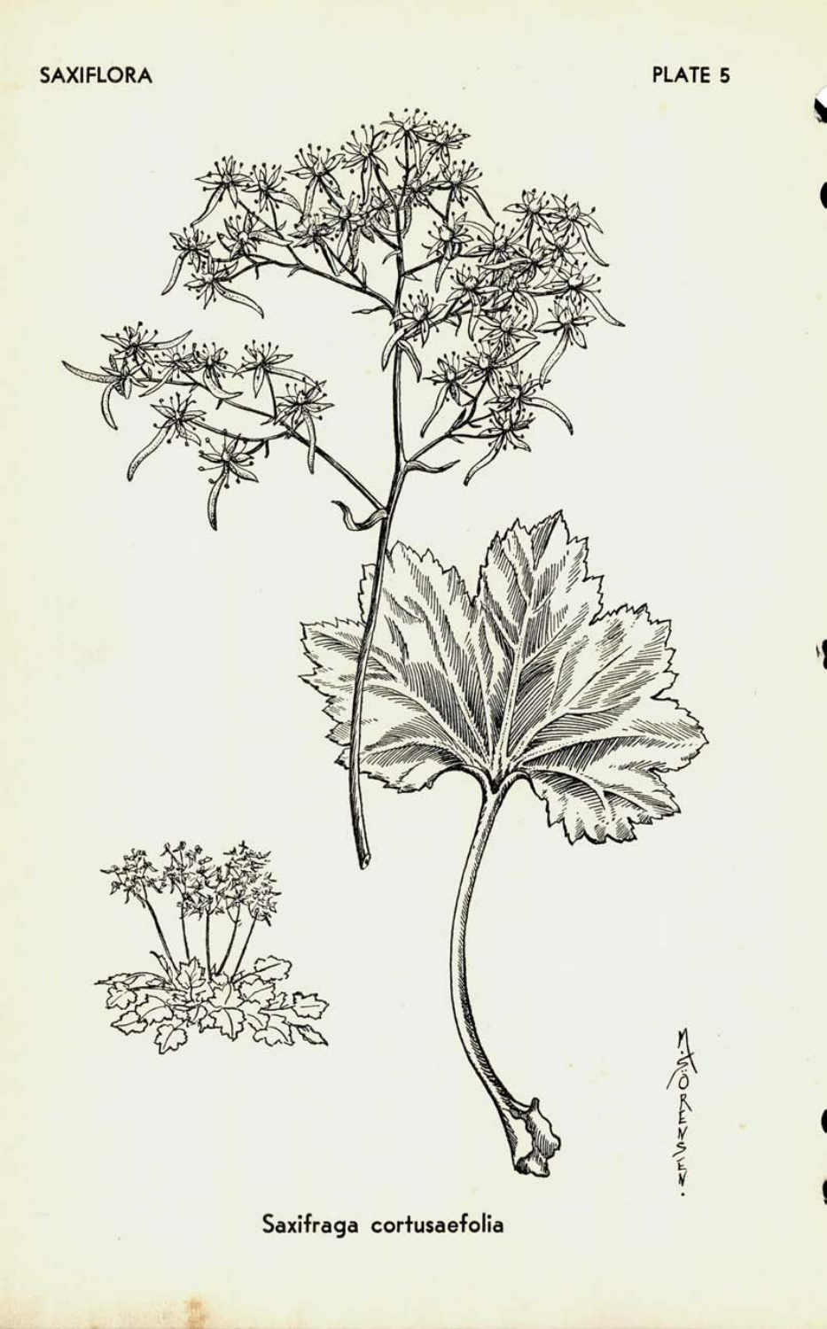Saxifraga cortusaefolia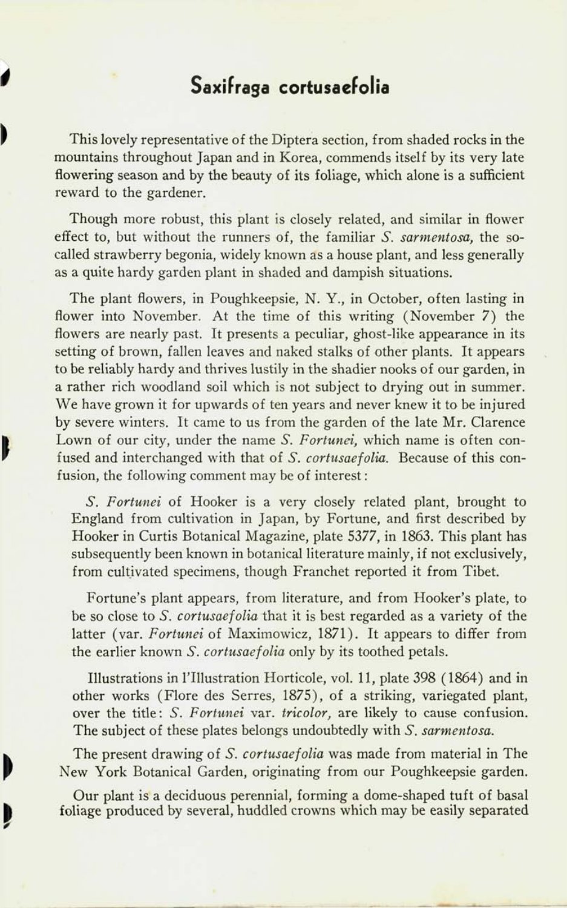# Saxifraga cortusaefolia

This lovely representative of the Diptera section, from shaded rocks in the mountains throughout Japan and in Korea, commends itself by its very late flowering season and by the beauty of its foliage, which alone is a sufficient reward to the gardener.

Though more robust, this plant is closely related, and similar in flower effect to, but without the runners of, the familiar *S. sarmentosa,* the so-called strawberry begonia, widely known as a house plant, and less generally as a quite hardy garden plant in shaded and dampish situations.

The plant flowers, in Poughkeepsie, N. Y., in October, often lasting in flower into November. At the time of this writing (November 7) the flowers are nearly past. It presents a peculiar, ghost-like appearance in its setting of brown, fallen leaves and naked stalks of other plants. It appears to be reliably hardy and thrives lustily in the shadier nooks of our garden, in a rather rich woodland soil which is not subject to drying out in summer. We have grown it for upwards of ten years and never knew it to be injured by severe winters. It came to us from the garden of the late Mr. Clarence Lown of our city, under the name *S. Fortunei,* which name is often confused and interchanged with that of *S. cortusaefolia.* Because of this confusion, the following comment may be of interest:

*S. Fortunei* of Hooker is a very closely related plant, brought to England from cultivation in Japan, by Fortune, and first described by Hooker in Curtis Botanical Magazine, plate 5377, in 1863. This plant has subsequently been known in botanical literature mainly, if not exclusively, from cultivated specimens, though Franchet reported it from Tibet.

Fortune's plant appears, from literature, and from Hooker's plate, to be so close to *S. cortusaefolia* that it is best regarded as a variety of the latter (var. *Fortunei* of Maximowicz, 1871). It appears to differ from the earlier known *S. cortusaefolia* only by its toothed petals.

Illustrations in l'Illustration Horticole, vol. 11, plate 398 (1864) and in other works (Flore des Serres, 1875), of a striking, variegated plant, over the title: *S. Fortunei* var. *tricolor,* are likely to cause confusion. The subject of these plates belongs undoubtedly with *S. sarmentosa.*

The present drawing of *S. cortusaefolia* was made from material in The New York Botanical Garden, originating from our Poughkeepsie garden.

Our plant is a deciduous perennial, forming a dome-shaped tuft of basal foliage produced by several, huddled crowns which may be easily separated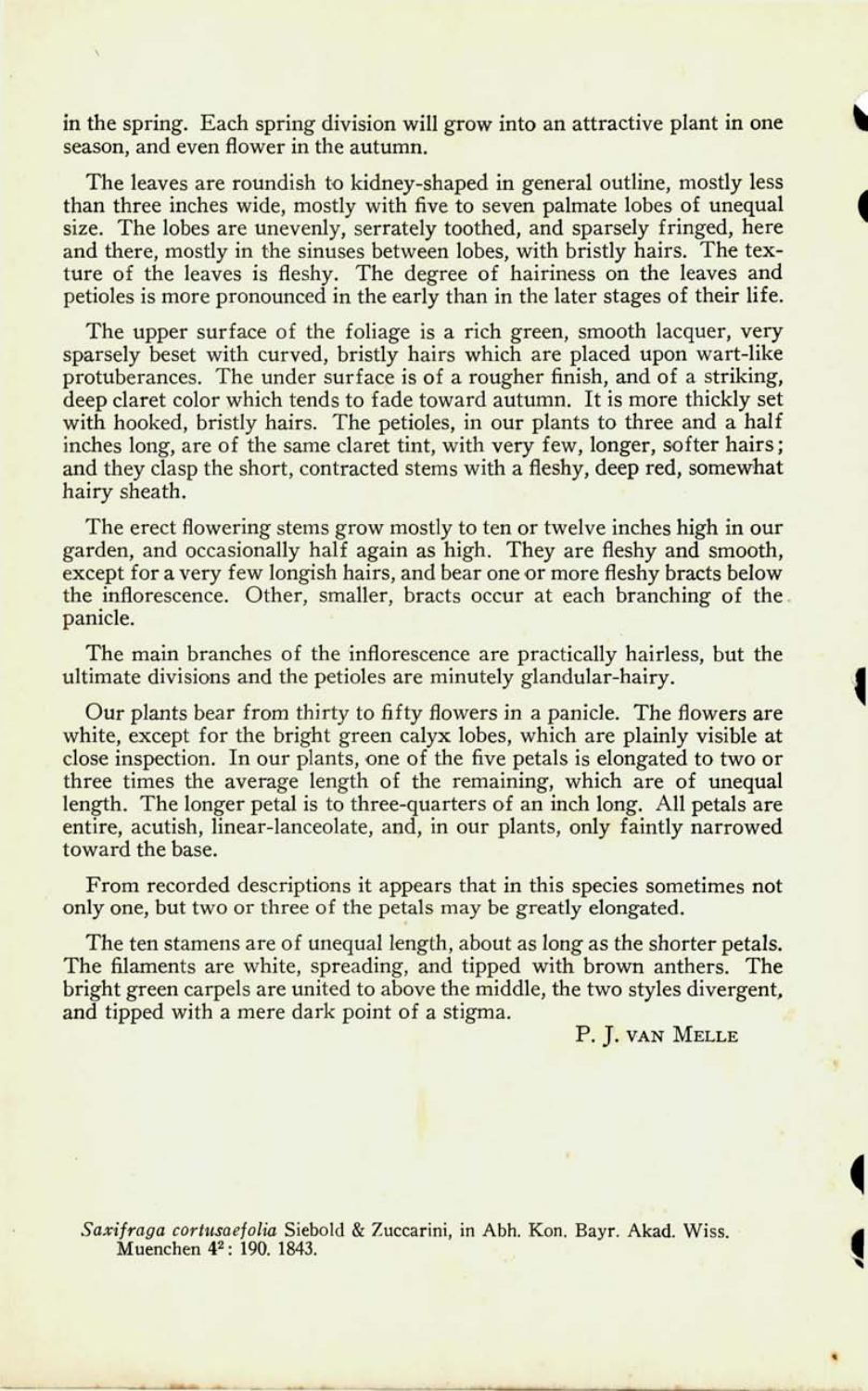in the spring. Each spring division will grow into an attractive plant in one season, and even flower in the autumn.

The leaves are roundish to kidney-shaped in general outline, mostly less than three inches wide, mostly with five to seven palmate lobes of unequal size. The lobes are unevenly, serrately toothed, and sparsely fringed, here and there, mostly in the sinuses between lobes, with bristly hairs. The texture of the leaves is fleshy. The degree of hairiness on the leaves and petioles is more pronounced in the early than in the later stages of their life.

The upper surface of the foliage is a rich green, smooth lacquer, very sparsely beset with curved, bristly hairs which are placed upon wart-like protuberances. The under surface is of a rougher finish, and of a striking, deep claret color which tends to fade toward autumn. It is more thickly set with hooked, bristly hairs. The petioles, in our plants to three and a half inches long, are of the same claret tint, with very few, longer, softer hairs; and they clasp the short, contracted stems with a fleshy, deep red, somewhat hairy sheath.

The erect flowering stems grow mostly to ten or twelve inches high in our garden, and occasionally half again as high. They are fleshy and smooth, except for a very few longish hairs, and bear one or more fleshy bracts below the inflorescence. Other, smaller, bracts occur at each branching of the panicle.

The main branches of the inflorescence are practically hairless, but the ultimate divisions and the petioles are minutely glandular-hairy.

Our plants bear from thirty to fifty flowers in a panicle. The flowers are white, except for the bright green calyx lobes, which are plainly visible at close inspection. In our plants, one of the five petals is elongated to two or three times the average length of the remaining, which are of unequal length. The longer petal is to three-quarters of an inch long. All petals are entire, acutish, linear-lanceolate, and, in our plants, only faintly narrowed toward the base.

From recorded descriptions it appears that in this species sometimes not only one, but two or three of the petals may be greatly elongated.

The ten stamens are of unequal length, about as long as the shorter petals. The filaments are white, spreading, and tipped with brown anthers. The bright green carpels are united to above the middle, the two styles divergent, and tipped with a mere dark point of a stigma.

P. J. van Melle

*Saxifraga cortusaefolia* Siebold & Zuccarini, in Abh. Kon. Bayr. Akad. Wiss. Muenchen $4^2$: 190. 1843.